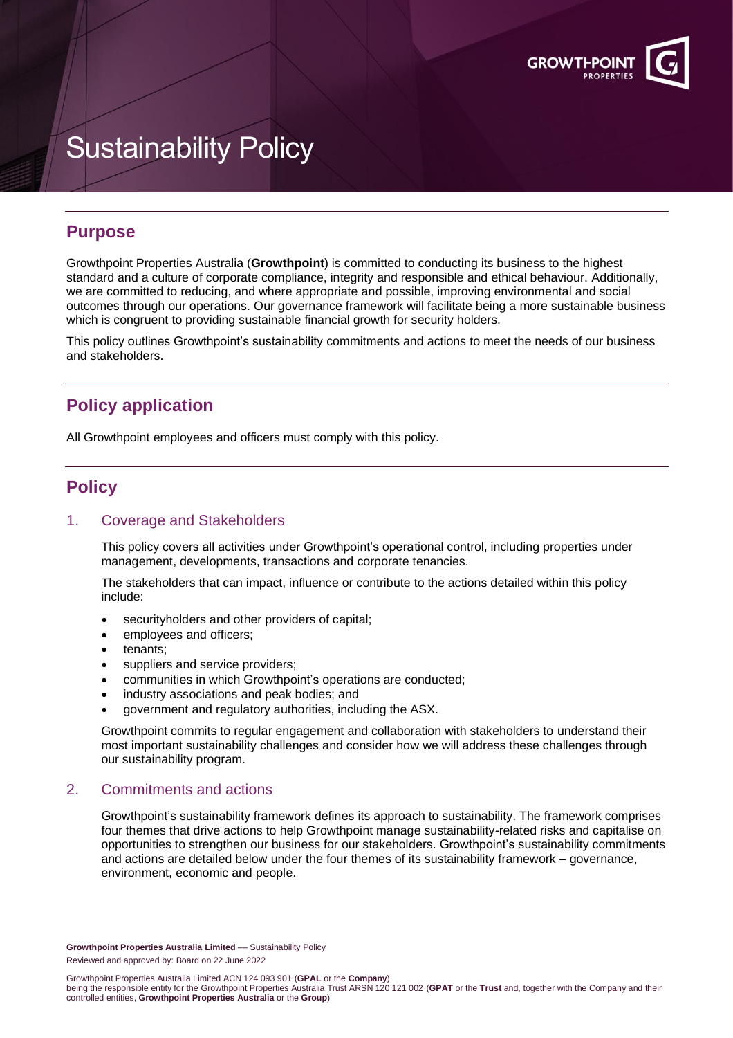# Sustainability Policy

## Purpose

Growthpoint Properties Australia (**Growthpoint**) is committed to conducting its business to the highest standard and a culture of corporate compliance, integrity and responsible and ethical behaviour. Additionally, we are committed to reducing, and where appropriate and possible, improving environmental and social outcomes through our operations. Our governance framework will facilitate being a more sustainable business which is congruent to providing sustainable financial growth for security holders.

This policy outlines Growthpoint's sustainability commitments and actions to meet the needs of our business and stakeholders.

## Policy application

All Growthpoint employees and officers must comply with this policy.

## Policy

### 1. Coverage and Stakeholders

This policy covers all activities under Growthpoint's operational control, including properties under management, developments, transactions and corporate tenancies.

The stakeholders that can impact, influence or contribute to the actions detailed within this policy include:

- securityholders and other providers of capital;
- employees and officers;
- tenants;
- suppliers and service providers;
- communities in which Growthpoint's operations are conducted;
- industry associations and peak bodies; and
- government and regulatory authorities, including the ASX.

Growthpoint commits to regular engagement and collaboration with stakeholders to understand their most important sustainability challenges and consider how we will address these challenges through our sustainability program.

### 2. Commitments and actions

Growthpoint's sustainability framework defines its approach to sustainability. The framework comprises four themes that drive actions to help Growthpoint manage sustainability-related risks and capitalise on opportunities to strengthen our business for our stakeholders. Growthpoint's sustainability commitments and actions are detailed below under the four themes of its sustainability framework – governance, environment, economic and people.

**Growthpoint Properties Australia Limited** — Sustainability Policy
Reviewed and approved by: Board on 22 June 2022

Growthpoint Properties Australia Limited ACN 124 093 901 (**GPAL** or the **Company**)
being the responsible entity for the Growthpoint Properties Australia Trust ARSN 120 121 002 (**GPAT** or the **Trust** and, together with the Company and their controlled entities, **Growthpoint Properties Australia** or the **Group**)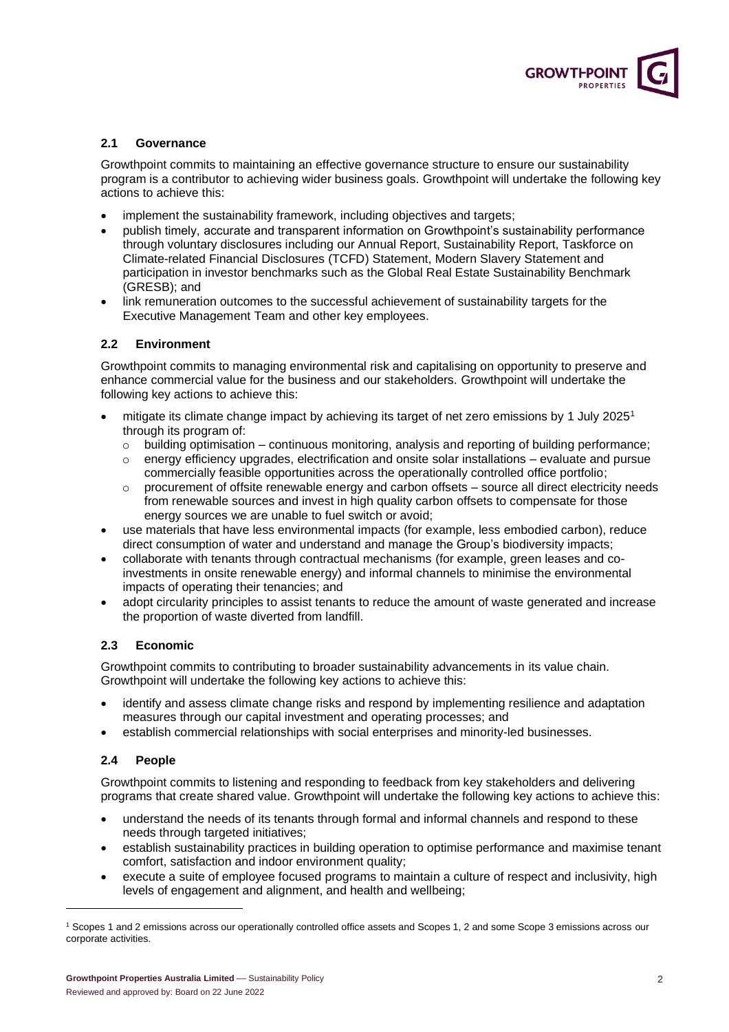### 2.1 Governance

Growthpoint commits to maintaining an effective governance structure to ensure our sustainability program is a contributor to achieving wider business goals. Growthpoint will undertake the following key actions to achieve this:

- implement the sustainability framework, including objectives and targets;
- publish timely, accurate and transparent information on Growthpoint's sustainability performance through voluntary disclosures including our Annual Report, Sustainability Report, Taskforce on Climate-related Financial Disclosures (TCFD) Statement, Modern Slavery Statement and participation in investor benchmarks such as the Global Real Estate Sustainability Benchmark (GRESB); and
- link remuneration outcomes to the successful achievement of sustainability targets for the Executive Management Team and other key employees.

### 2.2 Environment

Growthpoint commits to managing environmental risk and capitalising on opportunity to preserve and enhance commercial value for the business and our stakeholders. Growthpoint will undertake the following key actions to achieve this:

- mitigate its climate change impact by achieving its target of net zero emissions by 1 July 2025[1] through its program of:
  - building optimisation – continuous monitoring, analysis and reporting of building performance;
  - energy efficiency upgrades, electrification and onsite solar installations – evaluate and pursue commercially feasible opportunities across the operationally controlled office portfolio;
  - procurement of offsite renewable energy and carbon offsets – source all direct electricity needs from renewable sources and invest in high quality carbon offsets to compensate for those energy sources we are unable to fuel switch or avoid;
- use materials that have less environmental impacts (for example, less embodied carbon), reduce direct consumption of water and understand and manage the Group's biodiversity impacts;
- collaborate with tenants through contractual mechanisms (for example, green leases and co-investments in onsite renewable energy) and informal channels to minimise the environmental impacts of operating their tenancies; and
- adopt circularity principles to assist tenants to reduce the amount of waste generated and increase the proportion of waste diverted from landfill.

### 2.3 Economic

Growthpoint commits to contributing to broader sustainability advancements in its value chain. Growthpoint will undertake the following key actions to achieve this:

- identify and assess climate change risks and respond by implementing resilience and adaptation measures through our capital investment and operating processes; and
- establish commercial relationships with social enterprises and minority-led businesses.

### 2.4 People

Growthpoint commits to listening and responding to feedback from key stakeholders and delivering programs that create shared value. Growthpoint will undertake the following key actions to achieve this:

- understand the needs of its tenants through formal and informal channels and respond to these needs through targeted initiatives;
- establish sustainability practices in building operation to optimise performance and maximise tenant comfort, satisfaction and indoor environment quality;
- execute a suite of employee focused programs to maintain a culture of respect and inclusivity, high levels of engagement and alignment, and health and wellbeing;

[1] Scopes 1 and 2 emissions across our operationally controlled office assets and Scopes 1, 2 and some Scope 3 emissions across our corporate activities.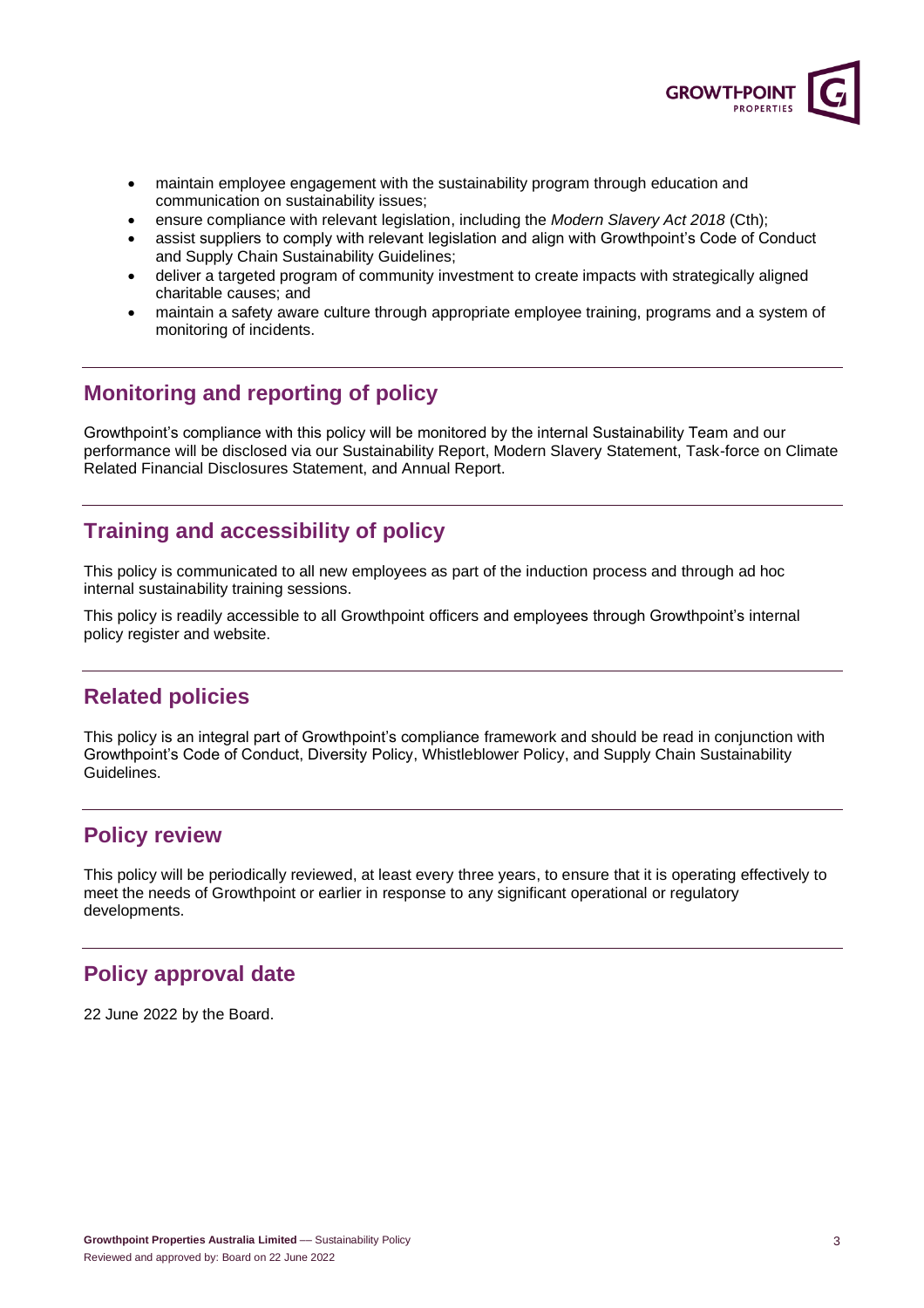- maintain employee engagement with the sustainability program through education and communication on sustainability issues;
- ensure compliance with relevant legislation, including the *Modern Slavery Act 2018* (Cth);
- assist suppliers to comply with relevant legislation and align with Growthpoint's Code of Conduct and Supply Chain Sustainability Guidelines;
- deliver a targeted program of community investment to create impacts with strategically aligned charitable causes; and
- maintain a safety aware culture through appropriate employee training, programs and a system of monitoring of incidents.

## Monitoring and reporting of policy

Growthpoint's compliance with this policy will be monitored by the internal Sustainability Team and our performance will be disclosed via our Sustainability Report, Modern Slavery Statement, Task-force on Climate Related Financial Disclosures Statement, and Annual Report.

## Training and accessibility of policy

This policy is communicated to all new employees as part of the induction process and through ad hoc internal sustainability training sessions.

This policy is readily accessible to all Growthpoint officers and employees through Growthpoint's internal policy register and website.

## Related policies

This policy is an integral part of Growthpoint's compliance framework and should be read in conjunction with Growthpoint's Code of Conduct, Diversity Policy, Whistleblower Policy, and Supply Chain Sustainability Guidelines.

## Policy review

This policy will be periodically reviewed, at least every three years, to ensure that it is operating effectively to meet the needs of Growthpoint or earlier in response to any significant operational or regulatory developments.

## Policy approval date

22 June 2022 by the Board.